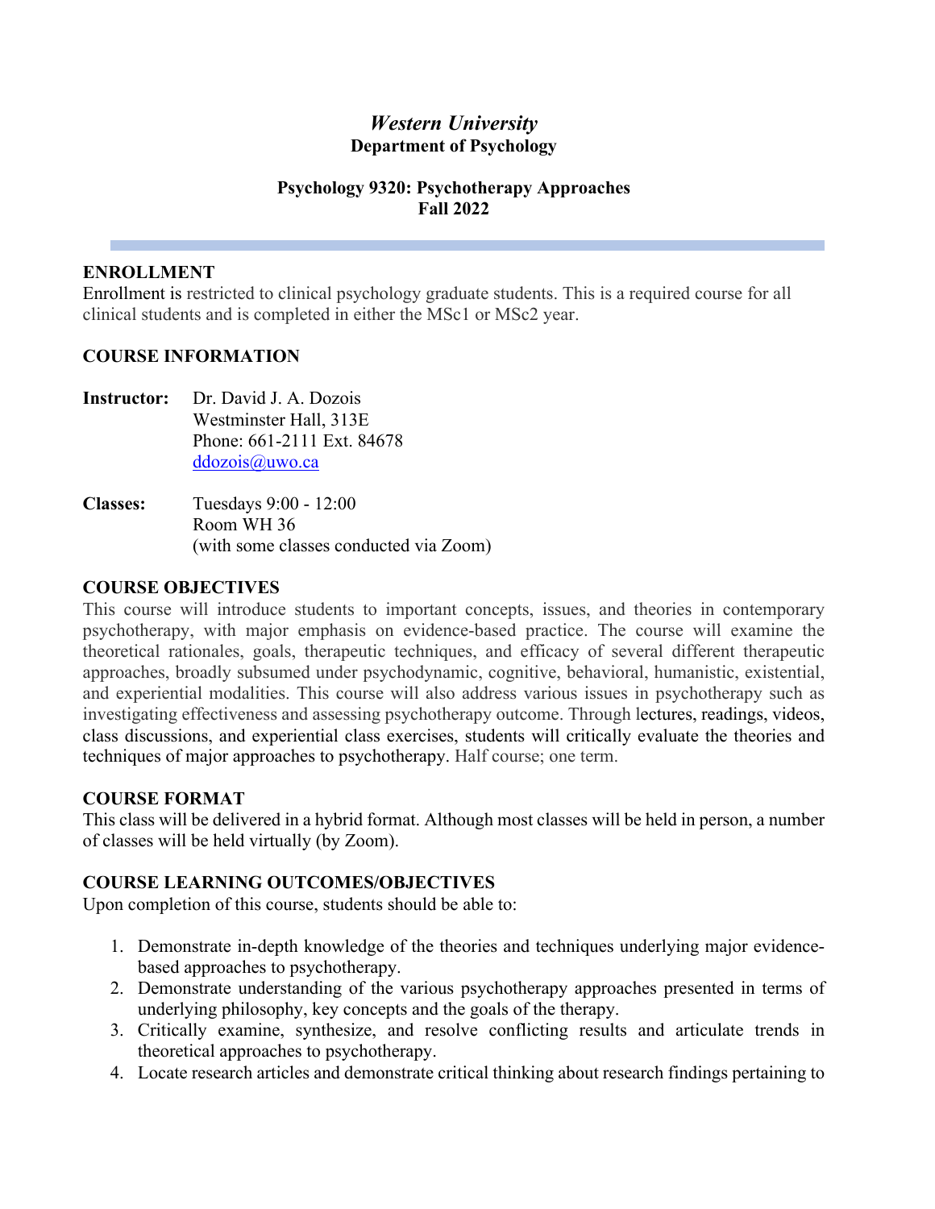# *Western University*
**Department of Psychology**

**Psychology 9320: Psychotherapy Approaches**
**Fall 2022**

## ENROLLMENT

Enrollment is restricted to clinical psychology graduate students. This is a required course for all clinical students and is completed in either the MSc1 or MSc2 year.

## COURSE INFORMATION

**Instructor:** Dr. David J. A. Dozois
Westminster Hall, 313E
Phone: 661-2111 Ext. 84678
ddozois@uwo.ca

**Classes:** Tuesdays 9:00 - 12:00
Room WH 36
(with some classes conducted via Zoom)

## COURSE OBJECTIVES

This course will introduce students to important concepts, issues, and theories in contemporary psychotherapy, with major emphasis on evidence-based practice. The course will examine the theoretical rationales, goals, therapeutic techniques, and efficacy of several different therapeutic approaches, broadly subsumed under psychodynamic, cognitive, behavioral, humanistic, existential, and experiential modalities. This course will also address various issues in psychotherapy such as investigating effectiveness and assessing psychotherapy outcome. Through lectures, readings, videos, class discussions, and experiential class exercises, students will critically evaluate the theories and techniques of major approaches to psychotherapy. Half course; one term.

## COURSE FORMAT

This class will be delivered in a hybrid format. Although most classes will be held in person, a number of classes will be held virtually (by Zoom).

## COURSE LEARNING OUTCOMES/OBJECTIVES

Upon completion of this course, students should be able to:

1. Demonstrate in-depth knowledge of the theories and techniques underlying major evidence-based approaches to psychotherapy.
2. Demonstrate understanding of the various psychotherapy approaches presented in terms of underlying philosophy, key concepts and the goals of the therapy.
3. Critically examine, synthesize, and resolve conflicting results and articulate trends in theoretical approaches to psychotherapy.
4. Locate research articles and demonstrate critical thinking about research findings pertaining to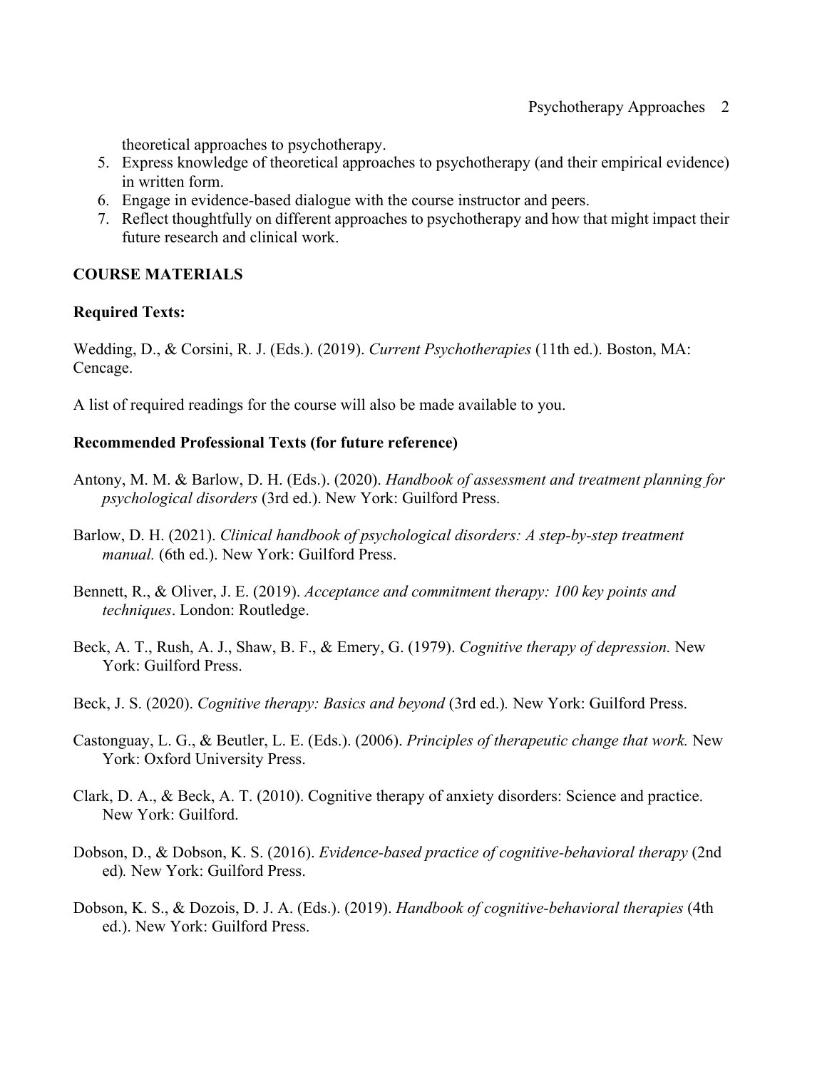theoretical approaches to psychotherapy.

5. Express knowledge of theoretical approaches to psychotherapy (and their empirical evidence) in written form.
6. Engage in evidence-based dialogue with the course instructor and peers.
7. Reflect thoughtfully on different approaches to psychotherapy and how that might impact their future research and clinical work.

**COURSE MATERIALS**

**Required Texts:**

Wedding, D., & Corsini, R. J. (Eds.). (2019). *Current Psychotherapies* (11th ed.). Boston, MA: Cencage.

A list of required readings for the course will also be made available to you.

**Recommended Professional Texts (for future reference)**

Antony, M. M. & Barlow, D. H. (Eds.). (2020). *Handbook of assessment and treatment planning for psychological disorders* (3rd ed.). New York: Guilford Press.

Barlow, D. H. (2021). *Clinical handbook of psychological disorders: A step-by-step treatment manual.* (6th ed.). New York: Guilford Press.

Bennett, R., & Oliver, J. E. (2019). *Acceptance and commitment therapy: 100 key points and techniques*. London: Routledge.

Beck, A. T., Rush, A. J., Shaw, B. F., & Emery, G. (1979). *Cognitive therapy of depression.* New York: Guilford Press.

Beck, J. S. (2020). *Cognitive therapy: Basics and beyond* (3rd ed.). New York: Guilford Press.

Castonguay, L. G., & Beutler, L. E. (Eds.). (2006). *Principles of therapeutic change that work.* New York: Oxford University Press.

Clark, D. A., & Beck, A. T. (2010). Cognitive therapy of anxiety disorders: Science and practice. New York: Guilford.

Dobson, D., & Dobson, K. S. (2016). *Evidence-based practice of cognitive-behavioral therapy* (2nd ed). New York: Guilford Press.

Dobson, K. S., & Dozois, D. J. A. (Eds.). (2019). *Handbook of cognitive-behavioral therapies* (4th ed.). New York: Guilford Press.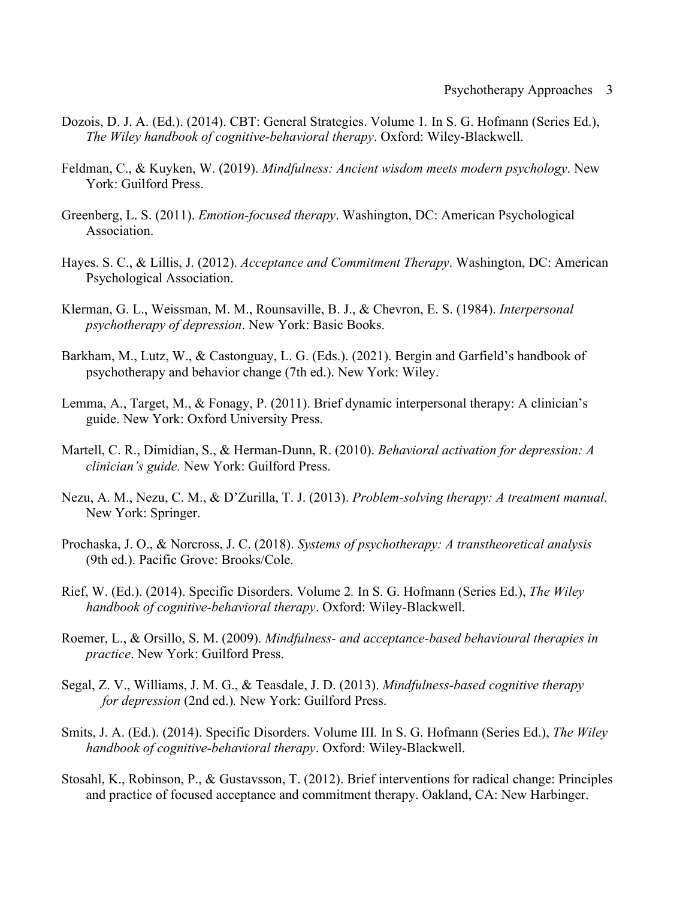Dozois, D. J. A. (Ed.). (2014). CBT: General Strategies. Volume 1. In S. G. Hofmann (Series Ed.), *The Wiley handbook of cognitive-behavioral therapy*. Oxford: Wiley-Blackwell.

Feldman, C., & Kuyken, W. (2019). *Mindfulness: Ancient wisdom meets modern psychology*. New York: Guilford Press.

Greenberg, L. S. (2011). *Emotion-focused therapy*. Washington, DC: American Psychological Association.

Hayes. S. C., & Lillis, J. (2012). *Acceptance and Commitment Therapy*. Washington, DC: American Psychological Association.

Klerman, G. L., Weissman, M. M., Rounsaville, B. J., & Chevron, E. S. (1984). *Interpersonal psychotherapy of depression*. New York: Basic Books.

Barkham, M., Lutz, W., & Castonguay, L. G. (Eds.). (2021). Bergin and Garfield's handbook of psychotherapy and behavior change (7th ed.). New York: Wiley.

Lemma, A., Target, M., & Fonagy, P. (2011). Brief dynamic interpersonal therapy: A clinician's guide. New York: Oxford University Press.

Martell, C. R., Dimidian, S., & Herman-Dunn, R. (2010). *Behavioral activation for depression: A clinician's guide.* New York: Guilford Press.

Nezu, A. M., Nezu, C. M., & D'Zurilla, T. J. (2013). *Problem-solving therapy: A treatment manual.* New York: Springer.

Prochaska, J. O., & Norcross, J. C. (2018). *Systems of psychotherapy: A transtheoretical analysis* (9th ed.). Pacific Grove: Brooks/Cole.

Rief, W. (Ed.). (2014). Specific Disorders. Volume 2. In S. G. Hofmann (Series Ed.), *The Wiley handbook of cognitive-behavioral therapy*. Oxford: Wiley-Blackwell.

Roemer, L., & Orsillo, S. M. (2009). *Mindfulness- and acceptance-based behavioural therapies in practice*. New York: Guilford Press.

Segal, Z. V., Williams, J. M. G., & Teasdale, J. D. (2013). *Mindfulness-based cognitive therapy for depression* (2nd ed.)*.* New York: Guilford Press.

Smits, J. A. (Ed.). (2014). Specific Disorders. Volume III*.* In S. G. Hofmann (Series Ed.), *The Wiley handbook of cognitive-behavioral therapy*. Oxford: Wiley-Blackwell.

Stosahl, K., Robinson, P., & Gustavsson, T. (2012). Brief interventions for radical change: Principles and practice of focused acceptance and commitment therapy. Oakland, CA: New Harbinger.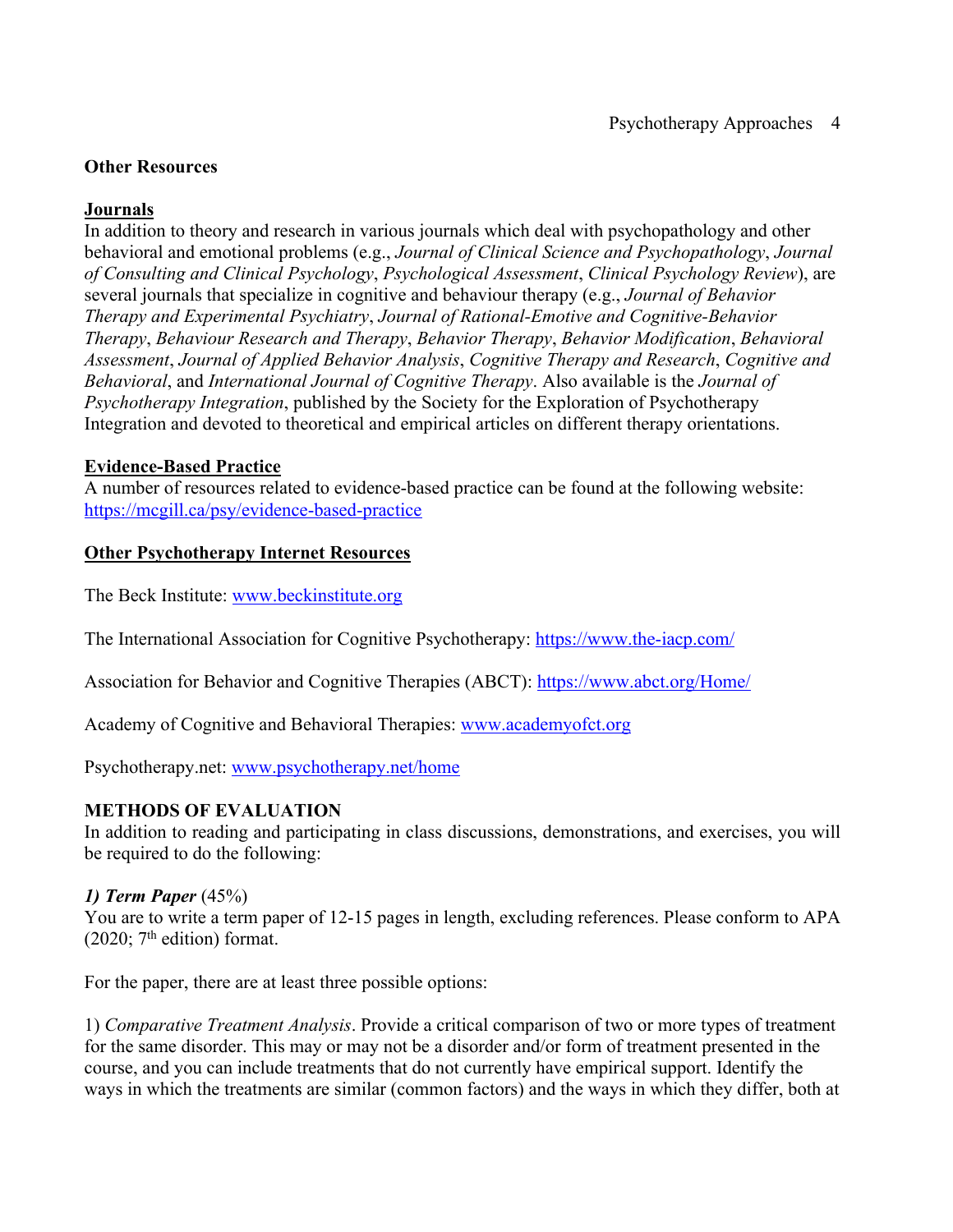**Other Resources**

**Journals**

In addition to theory and research in various journals which deal with psychopathology and other behavioral and emotional problems (e.g., *Journal of Clinical Science and Psychopathology*, *Journal of Consulting and Clinical Psychology*, *Psychological Assessment*, *Clinical Psychology Review*), are several journals that specialize in cognitive and behaviour therapy (e.g., *Journal of Behavior Therapy and Experimental Psychiatry*, *Journal of Rational-Emotive and Cognitive-Behavior Therapy*, *Behaviour Research and Therapy*, *Behavior Therapy*, *Behavior Modification*, *Behavioral Assessment*, *Journal of Applied Behavior Analysis*, *Cognitive Therapy and Research*, *Cognitive and Behavioral*, and *International Journal of Cognitive Therapy*. Also available is the *Journal of Psychotherapy Integration*, published by the Society for the Exploration of Psychotherapy Integration and devoted to theoretical and empirical articles on different therapy orientations.

**Evidence-Based Practice**

A number of resources related to evidence-based practice can be found at the following website: https://mcgill.ca/psy/evidence-based-practice

**Other Psychotherapy Internet Resources**

The Beck Institute: www.beckinstitute.org

The International Association for Cognitive Psychotherapy: https://www.the-iacp.com/

Association for Behavior and Cognitive Therapies (ABCT): https://www.abct.org/Home/

Academy of Cognitive and Behavioral Therapies: www.academyofct.org

Psychotherapy.net: www.psychotherapy.net/home

**METHODS OF EVALUATION**

In addition to reading and participating in class discussions, demonstrations, and exercises, you will be required to do the following:

***1) Term Paper*** (45%)

You are to write a term paper of 12-15 pages in length, excluding references. Please conform to APA (2020; 7th edition) format.

For the paper, there are at least three possible options:

1) *Comparative Treatment Analysis*. Provide a critical comparison of two or more types of treatment for the same disorder. This may or may not be a disorder and/or form of treatment presented in the course, and you can include treatments that do not currently have empirical support. Identify the ways in which the treatments are similar (common factors) and the ways in which they differ, both at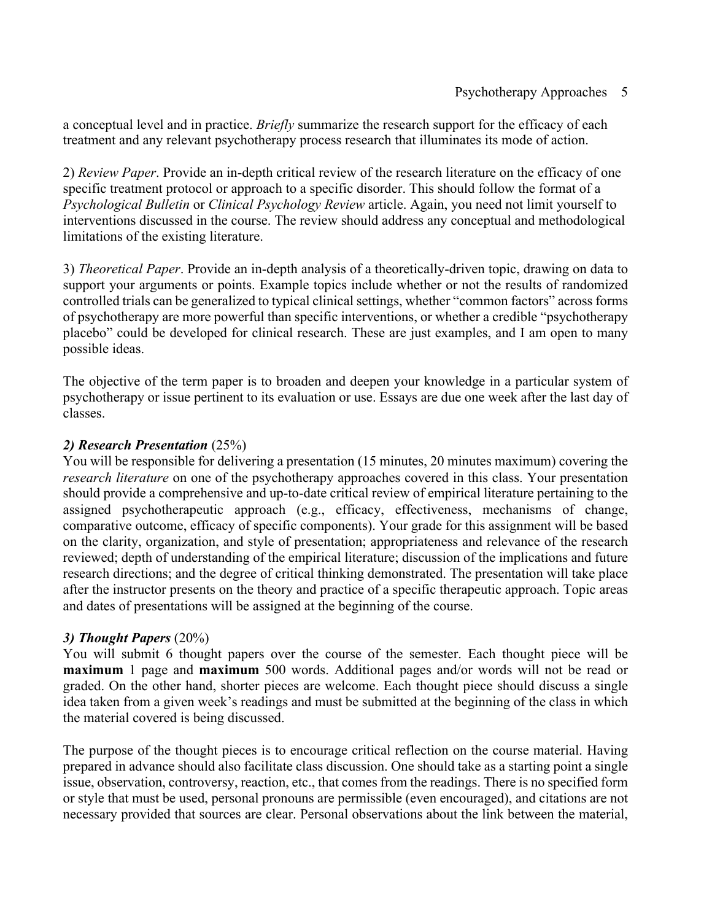a conceptual level and in practice. *Briefly* summarize the research support for the efficacy of each treatment and any relevant psychotherapy process research that illuminates its mode of action.

2) *Review Paper*. Provide an in-depth critical review of the research literature on the efficacy of one specific treatment protocol or approach to a specific disorder. This should follow the format of a *Psychological Bulletin* or *Clinical Psychology Review* article. Again, you need not limit yourself to interventions discussed in the course. The review should address any conceptual and methodological limitations of the existing literature.

3) *Theoretical Paper*. Provide an in-depth analysis of a theoretically-driven topic, drawing on data to support your arguments or points. Example topics include whether or not the results of randomized controlled trials can be generalized to typical clinical settings, whether "common factors" across forms of psychotherapy are more powerful than specific interventions, or whether a credible "psychotherapy placebo" could be developed for clinical research. These are just examples, and I am open to many possible ideas.

The objective of the term paper is to broaden and deepen your knowledge in a particular system of psychotherapy or issue pertinent to its evaluation or use. Essays are due one week after the last day of classes.

***2) Research Presentation*** (25%)

You will be responsible for delivering a presentation (15 minutes, 20 minutes maximum) covering the *research literature* on one of the psychotherapy approaches covered in this class. Your presentation should provide a comprehensive and up-to-date critical review of empirical literature pertaining to the assigned psychotherapeutic approach (e.g., efficacy, effectiveness, mechanisms of change, comparative outcome, efficacy of specific components). Your grade for this assignment will be based on the clarity, organization, and style of presentation; appropriateness and relevance of the research reviewed; depth of understanding of the empirical literature; discussion of the implications and future research directions; and the degree of critical thinking demonstrated. The presentation will take place after the instructor presents on the theory and practice of a specific therapeutic approach. Topic areas and dates of presentations will be assigned at the beginning of the course.

***3) Thought Papers*** (20%)

You will submit 6 thought papers over the course of the semester. Each thought piece will be **maximum** 1 page and **maximum** 500 words. Additional pages and/or words will not be read or graded. On the other hand, shorter pieces are welcome. Each thought piece should discuss a single idea taken from a given week's readings and must be submitted at the beginning of the class in which the material covered is being discussed.

The purpose of the thought pieces is to encourage critical reflection on the course material. Having prepared in advance should also facilitate class discussion. One should take as a starting point a single issue, observation, controversy, reaction, etc., that comes from the readings. There is no specified form or style that must be used, personal pronouns are permissible (even encouraged), and citations are not necessary provided that sources are clear. Personal observations about the link between the material,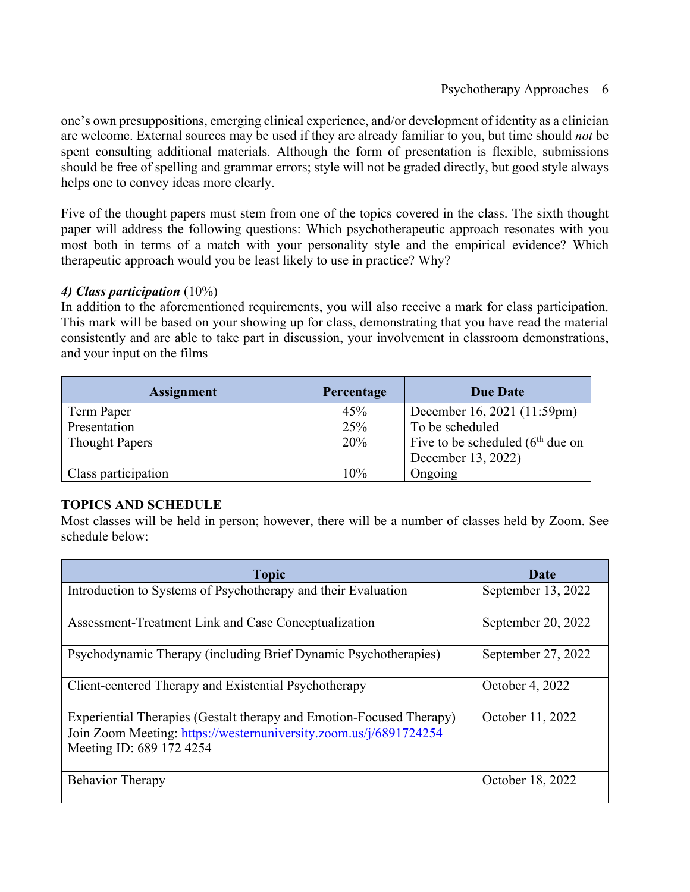one's own presuppositions, emerging clinical experience, and/or development of identity as a clinician are welcome. External sources may be used if they are already familiar to you, but time should *not* be spent consulting additional materials. Although the form of presentation is flexible, submissions should be free of spelling and grammar errors; style will not be graded directly, but good style always helps one to convey ideas more clearly.

Five of the thought papers must stem from one of the topics covered in the class. The sixth thought paper will address the following questions: Which psychotherapeutic approach resonates with you most both in terms of a match with your personality style and the empirical evidence? Which therapeutic approach would you be least likely to use in practice? Why?

***4) Class participation*** (10%)
In addition to the aforementioned requirements, you will also receive a mark for class participation. This mark will be based on your showing up for class, demonstrating that you have read the material consistently and are able to take part in discussion, your involvement in classroom demonstrations, and your input on the films

| Assignment | Percentage | Due Date |
|---|---|---|
| Term Paper | 45% | December 16, 2021 (11:59pm) |
| Presentation | 25% | To be scheduled |
| Thought Papers | 20% | Five to be scheduled (6th due on December 13, 2022) |
| Class participation | 10% | Ongoing |

**TOPICS AND SCHEDULE**
Most classes will be held in person; however, there will be a number of classes held by Zoom. See schedule below:

| Topic | Date |
|---|---|
| Introduction to Systems of Psychotherapy and their Evaluation | September 13, 2022 |
| Assessment-Treatment Link and Case Conceptualization | September 20, 2022 |
| Psychodynamic Therapy (including Brief Dynamic Psychotherapies) | September 27, 2022 |
| Client-centered Therapy and Existential Psychotherapy | October 4, 2022 |
| Experiential Therapies (Gestalt therapy and Emotion-Focused Therapy) Join Zoom Meeting: https://westernuniversity.zoom.us/j/6891724254 Meeting ID: 689 172 4254 | October 11, 2022 |
| Behavior Therapy | October 18, 2022 |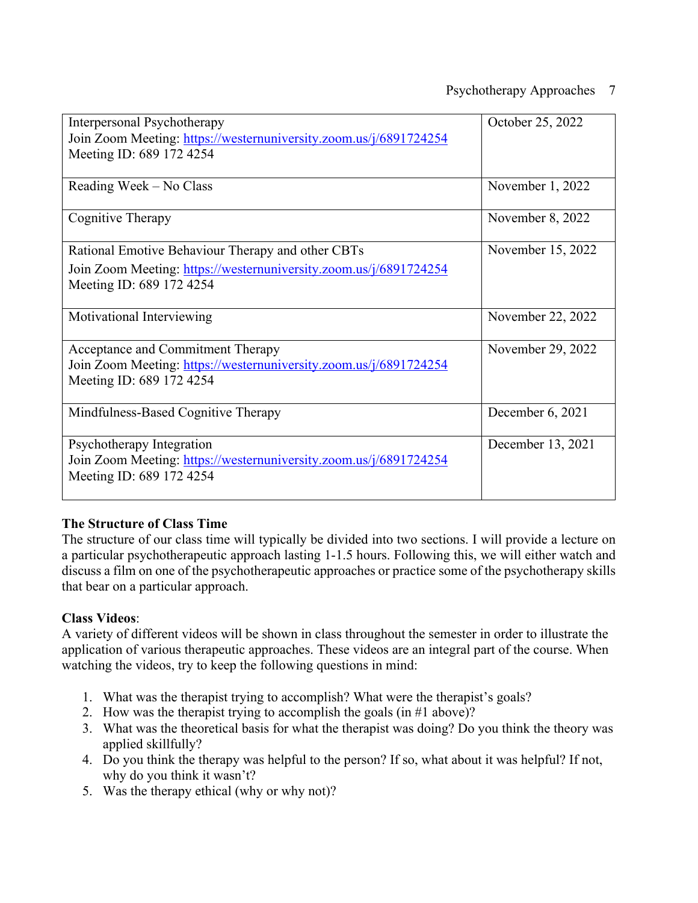| | |
| --- | --- |
| Interpersonal Psychotherapy<br>Join Zoom Meeting: [https://westernuniversity.zoom.us/j/6891724254](https://westernuniversity.zoom.us/j/6891724254)<br>Meeting ID: 689 172 4254 | October 25, 2022 |
| Reading Week – No Class | November 1, 2022 |
| Cognitive Therapy | November 8, 2022 |
| Rational Emotive Behaviour Therapy and other CBTs<br>Join Zoom Meeting: [https://westernuniversity.zoom.us/j/6891724254](https://westernuniversity.zoom.us/j/6891724254)<br>Meeting ID: 689 172 4254 | November 15, 2022 |
| Motivational Interviewing | November 22, 2022 |
| Acceptance and Commitment Therapy<br>Join Zoom Meeting: [https://westernuniversity.zoom.us/j/6891724254](https://westernuniversity.zoom.us/j/6891724254)<br>Meeting ID: 689 172 4254 | November 29, 2022 |
| Mindfulness-Based Cognitive Therapy | December 6, 2021 |
| Psychotherapy Integration<br>Join Zoom Meeting: [https://westernuniversity.zoom.us/j/6891724254](https://westernuniversity.zoom.us/j/6891724254)<br>Meeting ID: 689 172 4254 | December 13, 2021 |

**The Structure of Class Time**
The structure of our class time will typically be divided into two sections. I will provide a lecture on a particular psychotherapeutic approach lasting 1-1.5 hours. Following this, we will either watch and discuss a film on one of the psychotherapeutic approaches or practice some of the psychotherapy skills that bear on a particular approach.

**Class Videos**:
A variety of different videos will be shown in class throughout the semester in order to illustrate the application of various therapeutic approaches. These videos are an integral part of the course. When watching the videos, try to keep the following questions in mind:

1. What was the therapist trying to accomplish? What were the therapist's goals?
2. How was the therapist trying to accomplish the goals (in #1 above)?
3. What was the theoretical basis for what the therapist was doing? Do you think the theory was applied skillfully?
4. Do you think the therapy was helpful to the person? If so, what about it was helpful? If not, why do you think it wasn't?
5. Was the therapy ethical (why or why not)?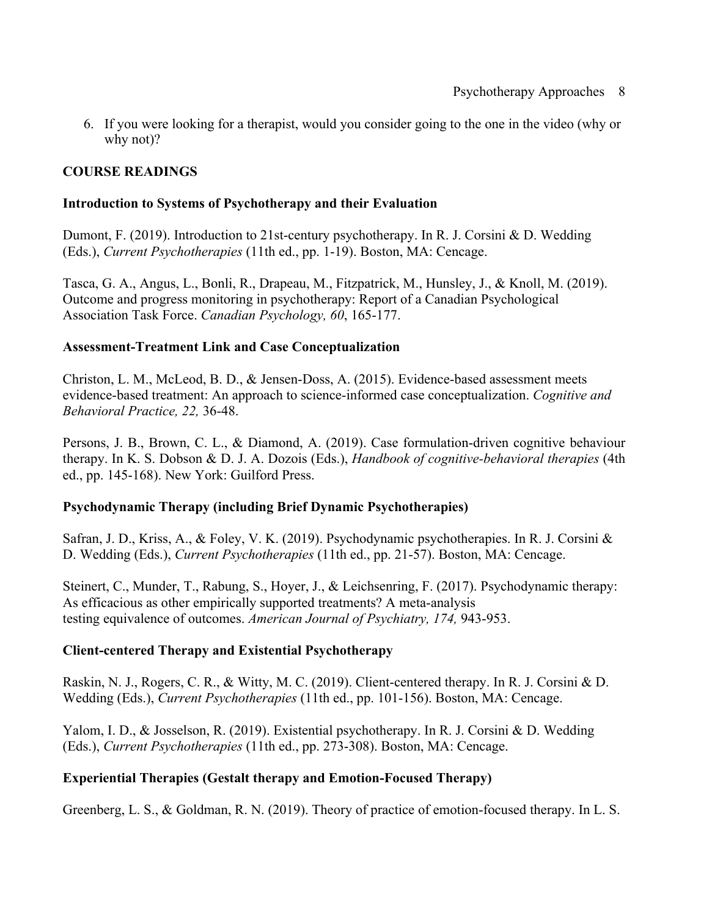6. If you were looking for a therapist, would you consider going to the one in the video (why or why not)?

## COURSE READINGS

### Introduction to Systems of Psychotherapy and their Evaluation

Dumont, F. (2019). Introduction to 21st-century psychotherapy. In R. J. Corsini & D. Wedding (Eds.), *Current Psychotherapies* (11th ed., pp. 1-19). Boston, MA: Cencage.

Tasca, G. A., Angus, L., Bonli, R., Drapeau, M., Fitzpatrick, M., Hunsley, J., & Knoll, M. (2019). Outcome and progress monitoring in psychotherapy: Report of a Canadian Psychological Association Task Force. *Canadian Psychology, 60*, 165-177.

### Assessment-Treatment Link and Case Conceptualization

Christon, L. M., McLeod, B. D., & Jensen-Doss, A. (2015). Evidence-based assessment meets evidence-based treatment: An approach to science-informed case conceptualization. *Cognitive and Behavioral Practice, 22,* 36-48.

Persons, J. B., Brown, C. L., & Diamond, A. (2019). Case formulation-driven cognitive behaviour therapy. In K. S. Dobson & D. J. A. Dozois (Eds.), *Handbook of cognitive-behavioral therapies* (4th ed., pp. 145-168). New York: Guilford Press.

### Psychodynamic Therapy (including Brief Dynamic Psychotherapies)

Safran, J. D., Kriss, A., & Foley, V. K. (2019). Psychodynamic psychotherapies. In R. J. Corsini & D. Wedding (Eds.), *Current Psychotherapies* (11th ed., pp. 21-57). Boston, MA: Cencage.

Steinert, C., Munder, T., Rabung, S., Hoyer, J., & Leichsenring, F. (2017). Psychodynamic therapy: As efficacious as other empirically supported treatments? A meta-analysis testing equivalence of outcomes. *American Journal of Psychiatry, 174,* 943-953.

### Client-centered Therapy and Existential Psychotherapy

Raskin, N. J., Rogers, C. R., & Witty, M. C. (2019). Client-centered therapy. In R. J. Corsini & D. Wedding (Eds.), *Current Psychotherapies* (11th ed., pp. 101-156). Boston, MA: Cencage.

Yalom, I. D., & Josselson, R. (2019). Existential psychotherapy. In R. J. Corsini & D. Wedding (Eds.), *Current Psychotherapies* (11th ed., pp. 273-308). Boston, MA: Cencage.

### Experiential Therapies (Gestalt therapy and Emotion-Focused Therapy)

Greenberg, L. S., & Goldman, R. N. (2019). Theory of practice of emotion-focused therapy. In L. S.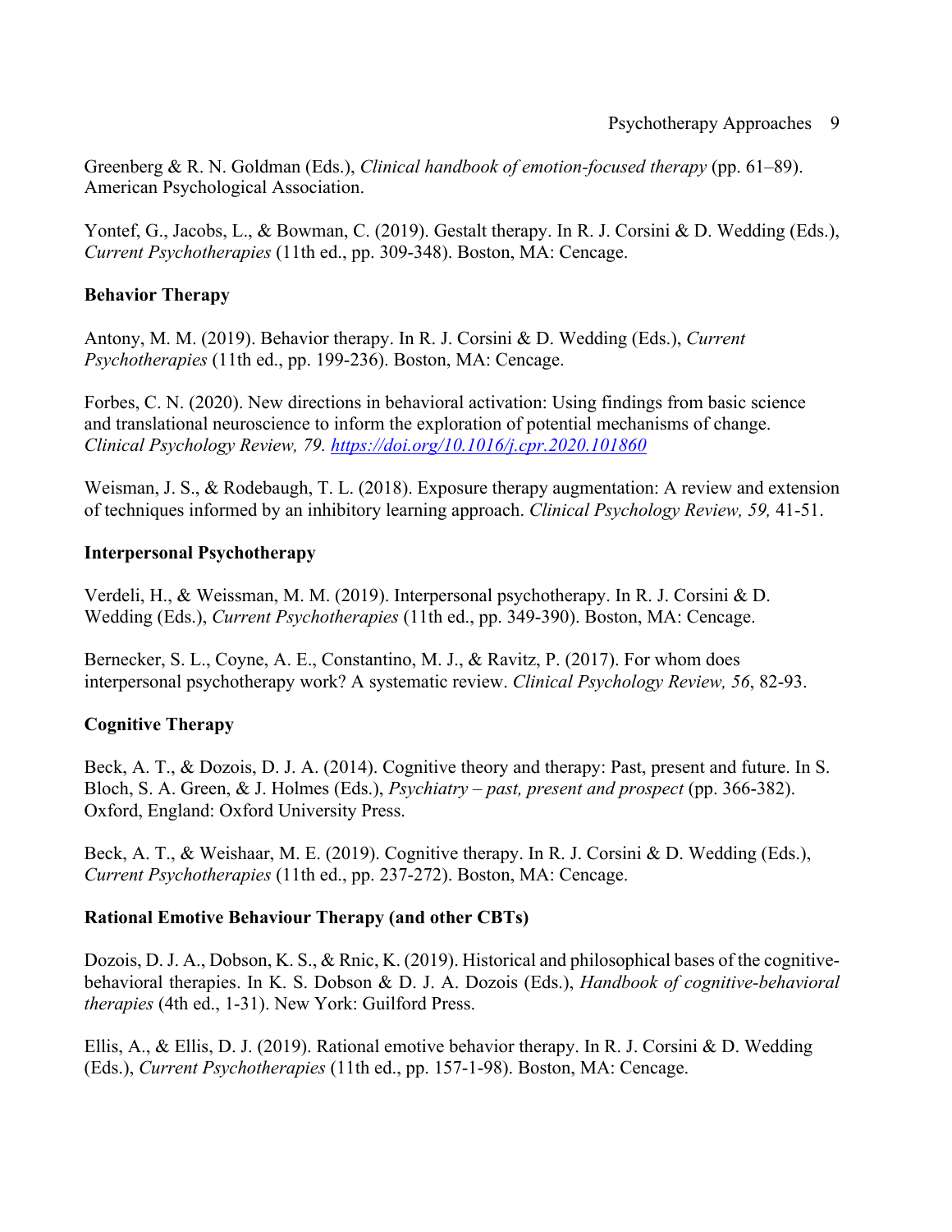Greenberg & R. N. Goldman (Eds.), *Clinical handbook of emotion-focused therapy* (pp. 61–89). American Psychological Association.

Yontef, G., Jacobs, L., & Bowman, C. (2019). Gestalt therapy. In R. J. Corsini & D. Wedding (Eds.), *Current Psychotherapies* (11th ed., pp. 309-348). Boston, MA: Cencage.

**Behavior Therapy**

Antony, M. M. (2019). Behavior therapy. In R. J. Corsini & D. Wedding (Eds.), *Current Psychotherapies* (11th ed., pp. 199-236). Boston, MA: Cencage.

Forbes, C. N. (2020). New directions in behavioral activation: Using findings from basic science and translational neuroscience to inform the exploration of potential mechanisms of change. *Clinical Psychology Review, 79.* *https://doi.org/10.1016/j.cpr.2020.101860*

Weisman, J. S., & Rodebaugh, T. L. (2018). Exposure therapy augmentation: A review and extension of techniques informed by an inhibitory learning approach. *Clinical Psychology Review, 59,* 41-51.

**Interpersonal Psychotherapy**

Verdeli, H., & Weissman, M. M. (2019). Interpersonal psychotherapy. In R. J. Corsini & D. Wedding (Eds.), *Current Psychotherapies* (11th ed., pp. 349-390). Boston, MA: Cencage.

Bernecker, S. L., Coyne, A. E., Constantino, M. J., & Ravitz, P. (2017). For whom does interpersonal psychotherapy work? A systematic review. *Clinical Psychology Review, 56*, 82-93.

**Cognitive Therapy**

Beck, A. T., & Dozois, D. J. A. (2014). Cognitive theory and therapy: Past, present and future. In S. Bloch, S. A. Green, & J. Holmes (Eds.), *Psychiatry – past, present and prospect* (pp. 366-382). Oxford, England: Oxford University Press.

Beck, A. T., & Weishaar, M. E. (2019). Cognitive therapy. In R. J. Corsini & D. Wedding (Eds.), *Current Psychotherapies* (11th ed., pp. 237-272). Boston, MA: Cencage.

**Rational Emotive Behaviour Therapy (and other CBTs)**

Dozois, D. J. A., Dobson, K. S., & Rnic, K. (2019). Historical and philosophical bases of the cognitive-behavioral therapies. In K. S. Dobson & D. J. A. Dozois (Eds.), *Handbook of cognitive-behavioral therapies* (4th ed., 1-31). New York: Guilford Press.

Ellis, A., & Ellis, D. J. (2019). Rational emotive behavior therapy. In R. J. Corsini & D. Wedding (Eds.), *Current Psychotherapies* (11th ed., pp. 157-1-98). Boston, MA: Cencage.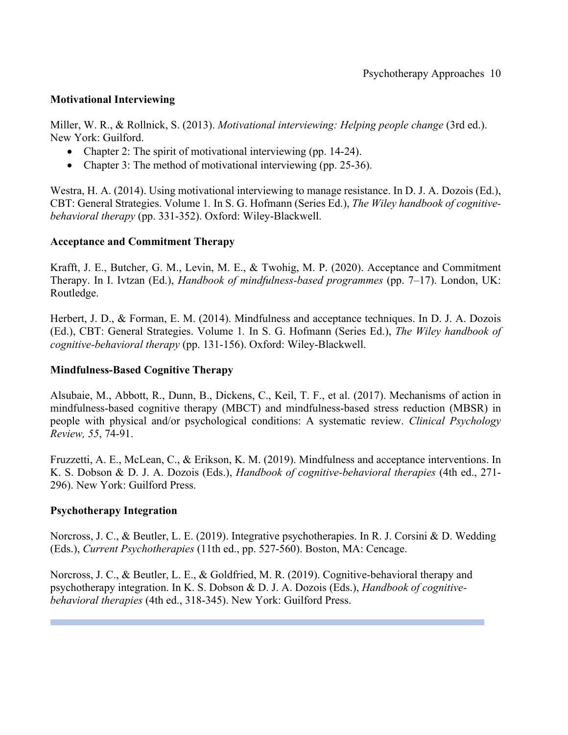**Motivational Interviewing**

Miller, W. R., & Rollnick, S. (2013). *Motivational interviewing: Helping people change* (3rd ed.). New York: Guilford.

- Chapter 2: The spirit of motivational interviewing (pp. 14-24).
- Chapter 3: The method of motivational interviewing (pp. 25-36).

Westra, H. A. (2014). Using motivational interviewing to manage resistance. In D. J. A. Dozois (Ed.), CBT: General Strategies. Volume 1. In S. G. Hofmann (Series Ed.), *The Wiley handbook of cognitive-behavioral therapy* (pp. 331-352). Oxford: Wiley-Blackwell.

**Acceptance and Commitment Therapy**

Krafft, J. E., Butcher, G. M., Levin, M. E., & Twohig, M. P. (2020). Acceptance and Commitment Therapy. In I. Ivtzan (Ed.), *Handbook of mindfulness-based programmes* (pp. 7–17). London, UK: Routledge.

Herbert, J. D., & Forman, E. M. (2014). Mindfulness and acceptance techniques. In D. J. A. Dozois (Ed.), CBT: General Strategies. Volume 1. In S. G. Hofmann (Series Ed.), *The Wiley handbook of cognitive-behavioral therapy* (pp. 131-156). Oxford: Wiley-Blackwell.

**Mindfulness-Based Cognitive Therapy**

Alsubaie, M., Abbott, R., Dunn, B., Dickens, C., Keil, T. F., et al. (2017). Mechanisms of action in mindfulness-based cognitive therapy (MBCT) and mindfulness-based stress reduction (MBSR) in people with physical and/or psychological conditions: A systematic review. *Clinical Psychology Review, 55*, 74-91.

Fruzzetti, A. E., McLean, C., & Erikson, K. M. (2019). Mindfulness and acceptance interventions. In K. S. Dobson & D. J. A. Dozois (Eds.), *Handbook of cognitive-behavioral therapies* (4th ed., 271-296). New York: Guilford Press.

**Psychotherapy Integration**

Norcross, J. C., & Beutler, L. E. (2019). Integrative psychotherapies. In R. J. Corsini & D. Wedding (Eds.), *Current Psychotherapies* (11th ed., pp. 527-560). Boston, MA: Cencage.

Norcross, J. C., & Beutler, L. E., & Goldfried, M. R. (2019). Cognitive-behavioral therapy and psychotherapy integration. In K. S. Dobson & D. J. A. Dozois (Eds.), *Handbook of cognitive-behavioral therapies* (4th ed., 318-345). New York: Guilford Press.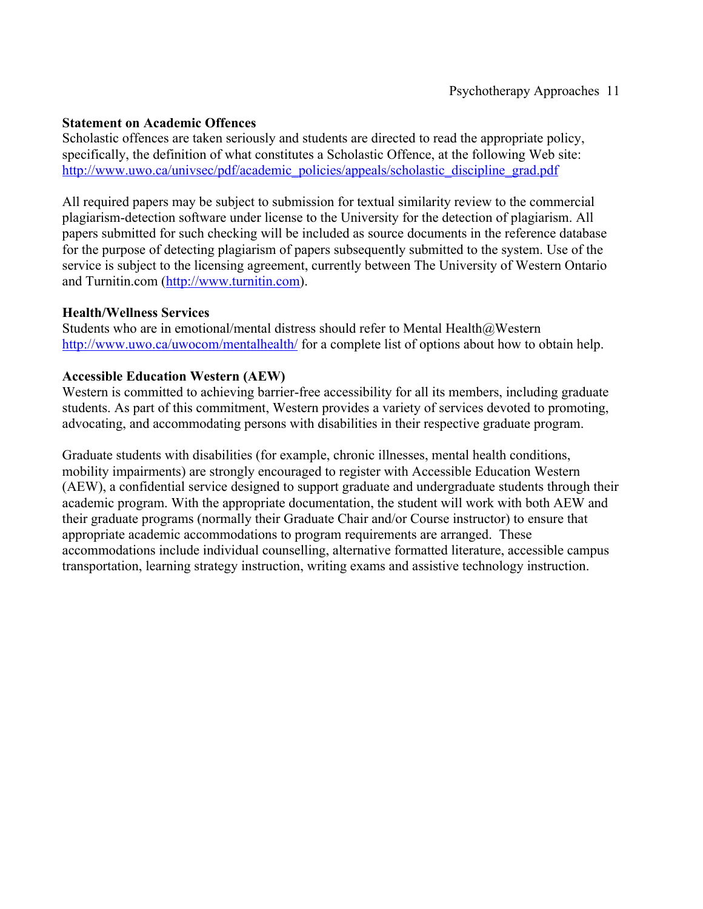**Statement on Academic Offences**

Scholastic offences are taken seriously and students are directed to read the appropriate policy, specifically, the definition of what constitutes a Scholastic Offence, at the following Web site: http://www.uwo.ca/univsec/pdf/academic_policies/appeals/scholastic_discipline_grad.pdf

All required papers may be subject to submission for textual similarity review to the commercial plagiarism-detection software under license to the University for the detection of plagiarism. All papers submitted for such checking will be included as source documents in the reference database for the purpose of detecting plagiarism of papers subsequently submitted to the system. Use of the service is subject to the licensing agreement, currently between The University of Western Ontario and Turnitin.com (http://www.turnitin.com).

**Health/Wellness Services**

Students who are in emotional/mental distress should refer to Mental Health@Western http://www.uwo.ca/uwocom/mentalhealth/ for a complete list of options about how to obtain help.

**Accessible Education Western (AEW)**

Western is committed to achieving barrier-free accessibility for all its members, including graduate students. As part of this commitment, Western provides a variety of services devoted to promoting, advocating, and accommodating persons with disabilities in their respective graduate program.

Graduate students with disabilities (for example, chronic illnesses, mental health conditions, mobility impairments) are strongly encouraged to register with Accessible Education Western (AEW), a confidential service designed to support graduate and undergraduate students through their academic program. With the appropriate documentation, the student will work with both AEW and their graduate programs (normally their Graduate Chair and/or Course instructor) to ensure that appropriate academic accommodations to program requirements are arranged. These accommodations include individual counselling, alternative formatted literature, accessible campus transportation, learning strategy instruction, writing exams and assistive technology instruction.